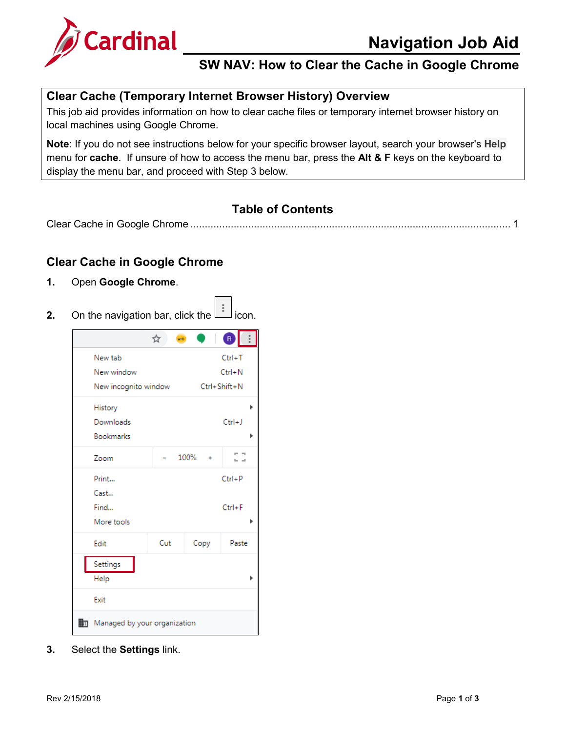# Cardinal

# Navigation Job Aid

## SW NAV: How to Clear the Cache in Google Chrome

### Clear Cache (Temporary Internet Browser History) Overview

This job aid provides information on how to clear cache files or temporary internet browser history on local machines using Google Chrome.

**Note**: If you do not see instructions below for your specific browser layout, search your browser's **Help** menu for **cache**. If unsure of how to access the menu bar, press the **Alt & F** keys on the keyboard to display the menu bar, and proceed with Step 3 below.

### Table of Contents

Clear Cache in Google Chrome ........................................................................................................ 1

## Clear Cache in Google Chrome

1. Open **Google Chrome**.

2. On the navigation bar, click the ⋮ icon.

3. Select the **Settings** link.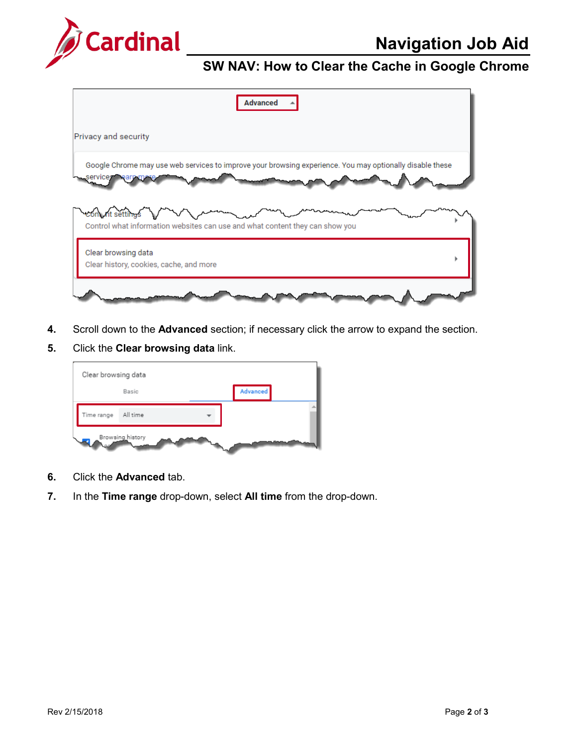4. Scroll down to the **Advanced** section; if necessary click the arrow to expand the section.
5. Click the **Clear browsing data** link.

6. Click the **Advanced** tab.
7. In the **Time range** drop-down, select **All time** from the drop-down.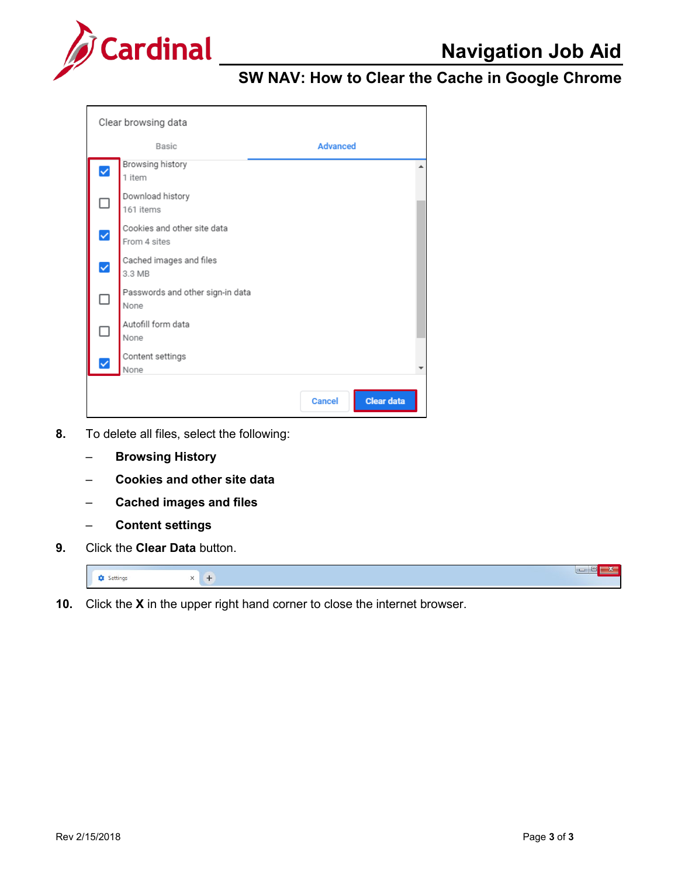8. To delete all files, select the following:

   – **Browsing History**

   – **Cookies and other site data**

   – **Cached images and files**

   – **Content settings**

9. Click the **Clear Data** button.

10. Click the **X** in the upper right hand corner to close the internet browser.